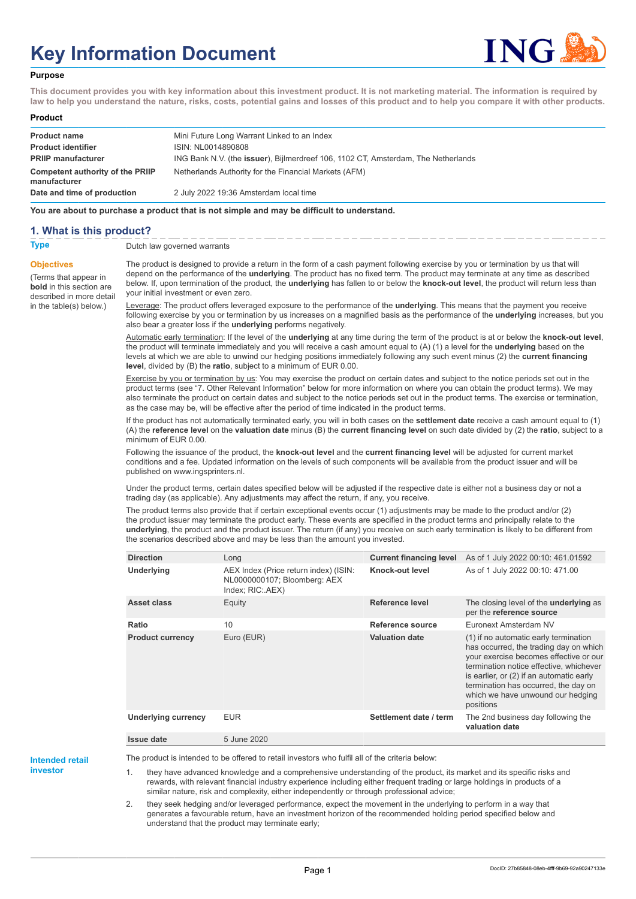# Key Information Document

### Purpose

**This document provides you with key information about this investment product. It is not marketing material. The information is required by law to help you understand the nature, risks, costs, potential gains and losses of this product and to help you compare it with other products.**

### Product

| | |
|---|---|
| **Product name** | Mini Future Long Warrant Linked to an Index |
| **Product identifier** | ISIN: NL0014890808 |
| **PRIIP manufacturer** | ING Bank N.V. (the **issuer**), Bijlmerdreef 106, 1102 CT, Amsterdam, The Netherlands |
| **Competent authority of the PRIIP manufacturer** | Netherlands Authority for the Financial Markets (AFM) |
| **Date and time of production** | 2 July 2022 19:36 Amsterdam local time |

**You are about to purchase a product that is not simple and may be difficult to understand.**

## 1. What is this product?

**Type**

Dutch law governed warrants

**Objectives**

(Terms that appear in **bold** in this section are described in more detail in the table(s) below.)

The product is designed to provide a return in the form of a cash payment following exercise by you or termination by us that will depend on the performance of the **underlying**. The product has no fixed term. The product may terminate at any time as described below. If, upon termination of the product, the **underlying** has fallen to or below the **knock-out level**, the product will return less than your initial investment or even zero.

Leverage: The product offers leveraged exposure to the performance of the **underlying**. This means that the payment you receive following exercise by you or termination by us increases on a magnified basis as the performance of the **underlying** increases, but you also bear a greater loss if the **underlying** performs negatively.

Automatic early termination: If the level of the **underlying** at any time during the term of the product is at or below the **knock-out level**, the product will terminate immediately and you will receive a cash amount equal to (A) (1) a level for the **underlying** based on the levels at which we are able to unwind our hedging positions immediately following any such event minus (2) the **current financing level**, divided by (B) the **ratio**, subject to a minimum of EUR 0.00.

Exercise by you or termination by us: You may exercise the product on certain dates and subject to the notice periods set out in the product terms (see "7. Other Relevant Information" below for more information on where you can obtain the product terms). We may also terminate the product on certain dates and subject to the notice periods set out in the product terms. The exercise or termination, as the case may be, will be effective after the period of time indicated in the product terms.

If the product has not automatically terminated early, you will in both cases on the **settlement date** receive a cash amount equal to (1) (A) the **reference level** on the **valuation date** minus (B) the **current financing level** on such date divided by (2) the **ratio**, subject to a minimum of EUR 0.00.

Following the issuance of the product, the **knock-out level** and the **current financing level** will be adjusted for current market conditions and a fee. Updated information on the levels of such components will be available from the product issuer and will be published on www.ingsprinters.nl.

Under the product terms, certain dates specified below will be adjusted if the respective date is either not a business day or not a trading day (as applicable). Any adjustments may affect the return, if any, you receive.

The product terms also provide that if certain exceptional events occur (1) adjustments may be made to the product and/or (2) the product issuer may terminate the product early. These events are specified in the product terms and principally relate to the **underlying**, the product and the product issuer. The return (if any) you receive on such early termination is likely to be different from the scenarios described above and may be less than the amount you invested.

| | | | |
|---|---|---|---|
| **Direction** | Long | **Current financing level** | As of 1 July 2022 00:10: 461.01592 |
| **Underlying** | AEX Index (Price return index) (ISIN: NL0000000107; Bloomberg: AEX Index; RIC:.AEX) | **Knock-out level** | As of 1 July 2022 00:10: 471.00 |
| **Asset class** | Equity | **Reference level** | The closing level of the **underlying** as per the **reference source** |
| **Ratio** | 10 | **Reference source** | Euronext Amsterdam NV |
| **Product currency** | Euro (EUR) | **Valuation date** | (1) if no automatic early termination has occurred, the trading day on which your exercise becomes effective or our termination notice effective, whichever is earlier, or (2) if an automatic early termination has occurred, the day on which we have unwound our hedging positions |
| **Underlying currency** | EUR | **Settlement date / term** | The 2nd business day following the **valuation date** |
| **Issue date** | 5 June 2020 | | |

**Intended retail investor**

The product is intended to be offered to retail investors who fulfil all of the criteria below:

1. they have advanced knowledge and a comprehensive understanding of the product, its market and its specific risks and rewards, with relevant financial industry experience including either frequent trading or large holdings in products of a similar nature, risk and complexity, either independently or through professional advice;
2. they seek hedging and/or leveraged performance, expect the movement in the underlying to perform in a way that generates a favourable return, have an investment horizon of the recommended holding period specified below and understand that the product may terminate early;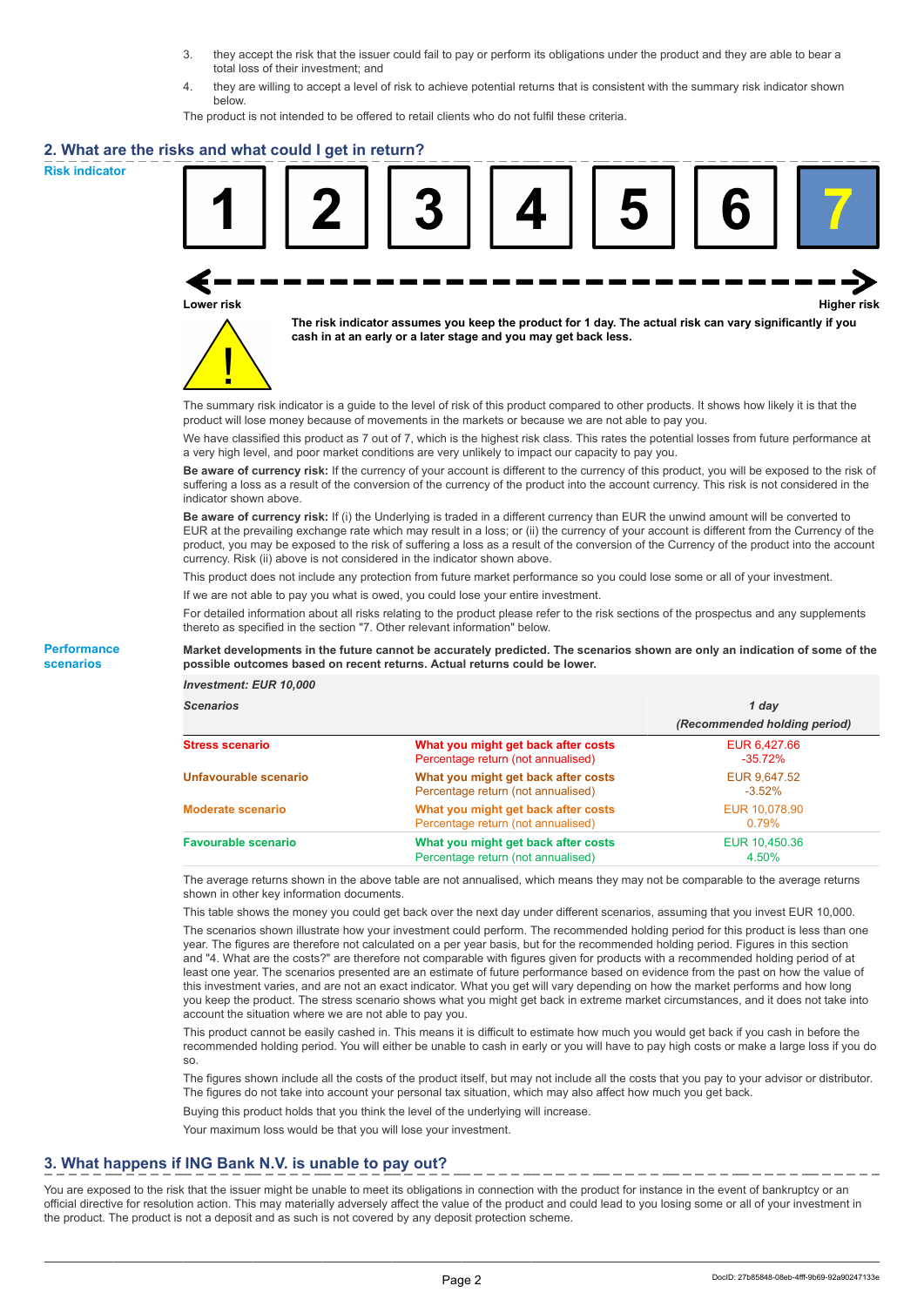3. they accept the risk that the issuer could fail to pay or perform its obligations under the product and they are able to bear a total loss of their investment; and
4. they are willing to accept a level of risk to achieve potential returns that is consistent with the summary risk indicator shown below.

The product is not intended to be offered to retail clients who do not fulfil these criteria.

## 2. What are the risks and what could I get in return?

**Risk indicator**

| 1 | 2 | 3 | 4 | 5 | 6 | **7** |
|---|---|---|---|---|---|---|

Lower risk — Higher risk

**The risk indicator assumes you keep the product for 1 day. The actual risk can vary significantly if you cash in at an early or a later stage and you may get back less.**

The summary risk indicator is a guide to the level of risk of this product compared to other products. It shows how likely it is that the product will lose money because of movements in the markets or because we are not able to pay you.

We have classified this product as 7 out of 7, which is the highest risk class. This rates the potential losses from future performance at a very high level, and poor market conditions are very unlikely to impact our capacity to pay you.

**Be aware of currency risk:** If the currency of your account is different to the currency of this product, you will be exposed to the risk of suffering a loss as a result of the conversion of the currency of the product into the account currency. This risk is not considered in the indicator shown above.

**Be aware of currency risk:** If (i) the Underlying is traded in a different currency than EUR the unwind amount will be converted to EUR at the prevailing exchange rate which may result in a loss; or (ii) the currency of your account is different from the Currency of the product, you may be exposed to the risk of suffering a loss as a result of the conversion of the Currency of the product into the account currency. Risk (ii) above is not considered in the indicator shown above.

This product does not include any protection from future market performance so you could lose some or all of your investment.

If we are not able to pay you what is owed, you could lose your entire investment.

For detailed information about all risks relating to the product please refer to the risk sections of the prospectus and any supplements thereto as specified in the section "7. Other relevant information" below.

**Performance scenarios**

**Market developments in the future cannot be accurately predicted. The scenarios shown are only an indication of some of the possible outcomes based on recent returns. Actual returns could be lower.**

| *Investment: EUR 10,000* | | |
|---|---|---|
| ***Scenarios*** | | ***1 day*** *(Recommended holding period)* |
| **Stress scenario** | **What you might get back after costs** Percentage return (not annualised) | EUR 6,427.66 -35.72% |
| **Unfavourable scenario** | **What you might get back after costs** Percentage return (not annualised) | EUR 9,647.52 -3.52% |
| **Moderate scenario** | **What you might get back after costs** Percentage return (not annualised) | EUR 10,078.90 0.79% |
| **Favourable scenario** | **What you might get back after costs** Percentage return (not annualised) | EUR 10,450.36 4.50% |

The average returns shown in the above table are not annualised, which means they may not be comparable to the average returns shown in other key information documents.

This table shows the money you could get back over the next day under different scenarios, assuming that you invest EUR 10,000.

The scenarios shown illustrate how your investment could perform. The recommended holding period for this product is less than one year. The figures are therefore not calculated on a per year basis, but for the recommended holding period. Figures in this section and "4. What are the costs?" are therefore not comparable with figures given for products with a recommended holding period of at least one year. The scenarios presented are an estimate of future performance based on evidence from the past on how the value of this investment varies, and are not an exact indicator. What you get will vary depending on how the market performs and how long you keep the product. The stress scenario shows what you might get back in extreme market circumstances, and it does not take into account the situation where we are not able to pay you.

This product cannot be easily cashed in. This means it is difficult to estimate how much you would get back if you cash in before the recommended holding period. You will either be unable to cash in early or you will have to pay high costs or make a large loss if you do so.

The figures shown include all the costs of the product itself, but may not include all the costs that you pay to your advisor or distributor. The figures do not take into account your personal tax situation, which may also affect how much you get back.

Buying this product holds that you think the level of the underlying will increase.

Your maximum loss would be that you will lose your investment.

## 3. What happens if ING Bank N.V. is unable to pay out?

You are exposed to the risk that the issuer might be unable to meet its obligations in connection with the product for instance in the event of bankruptcy or an official directive for resolution action. This may materially adversely affect the value of the product and could lead to you losing some or all of your investment in the product. The product is not a deposit and as such is not covered by any deposit protection scheme.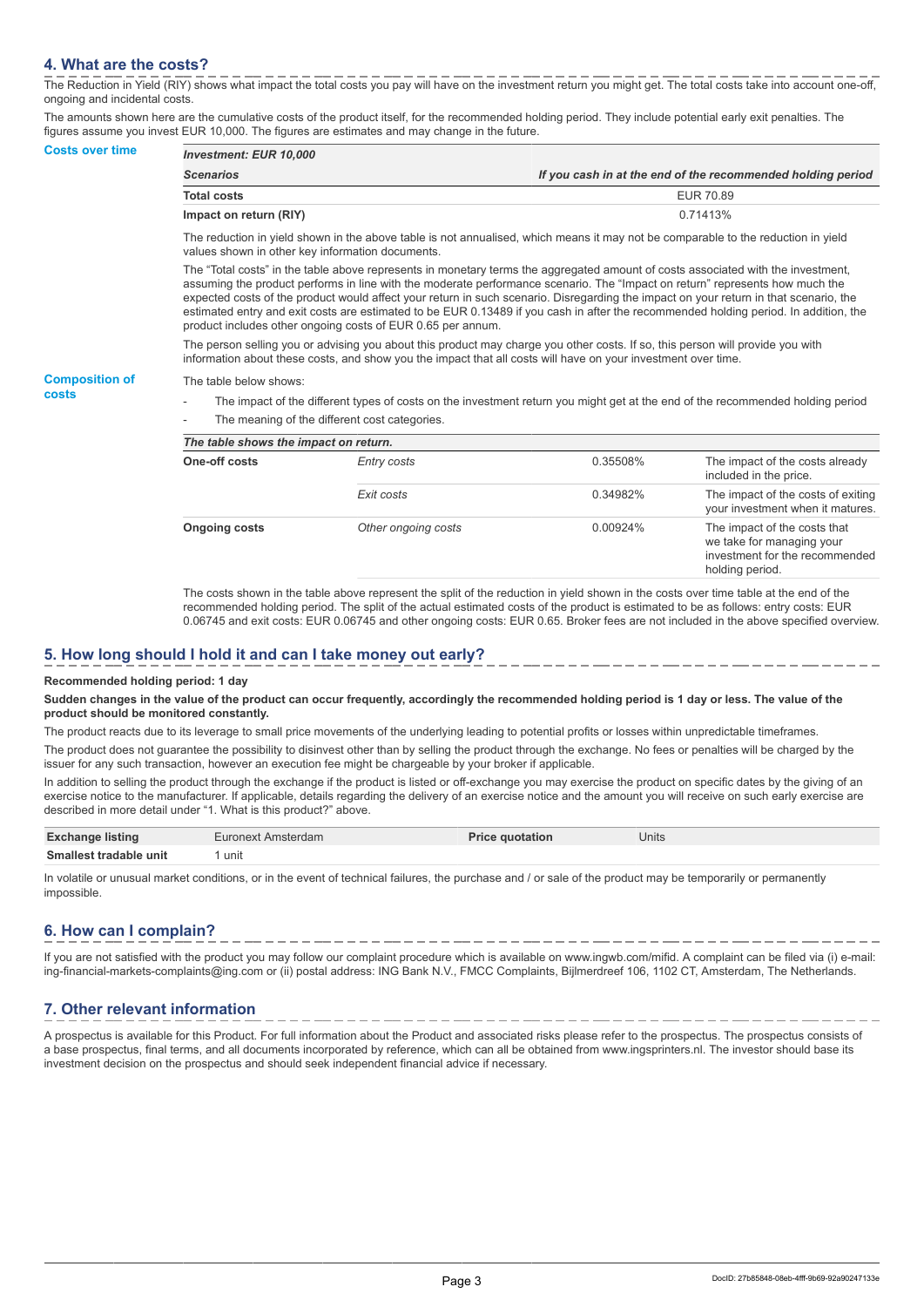## 4. What are the costs?

The Reduction in Yield (RIY) shows what impact the total costs you pay will have on the investment return you might get. The total costs take into account one-off, ongoing and incidental costs.

The amounts shown here are the cumulative costs of the product itself, for the recommended holding period. They include potential early exit penalties. The figures assume you invest EUR 10,000. The figures are estimates and may change in the future.

**Costs over time**

| *Investment: EUR 10,000* | |
|---|---|
| ***Scenarios*** | ***If you cash in at the end of the recommended holding period*** |
| **Total costs** | EUR 70.89 |
| **Impact on return (RIY)** | 0.71413% |

The reduction in yield shown in the above table is not annualised, which means it may not be comparable to the reduction in yield values shown in other key information documents.

The "Total costs" in the table above represents in monetary terms the aggregated amount of costs associated with the investment, assuming the product performs in line with the moderate performance scenario. The "Impact on return" represents how much the expected costs of the product would affect your return in such scenario. Disregarding the impact on your return in that scenario, the estimated entry and exit costs are estimated to be EUR 0.13489 if you cash in after the recommended holding period. In addition, the product includes other ongoing costs of EUR 0.65 per annum.

The person selling you or advising you about this product may charge you other costs. If so, this person will provide you with information about these costs, and show you the impact that all costs will have on your investment over time.

**Composition of costs**

The table below shows:

- The impact of the different types of costs on the investment return you might get at the end of the recommended holding period
- The meaning of the different cost categories.

| *The table shows the impact on return.* | | | |
|---|---|---|---|
| **One-off costs** | *Entry costs* | 0.35508% | The impact of the costs already included in the price. |
| | *Exit costs* | 0.34982% | The impact of the costs of exiting your investment when it matures. |
| **Ongoing costs** | *Other ongoing costs* | 0.00924% | The impact of the costs that we take for managing your investment for the recommended holding period. |

The costs shown in the table above represent the split of the reduction in yield shown in the costs over time table at the end of the recommended holding period. The split of the actual estimated costs of the product is estimated to be as follows: entry costs: EUR 0.06745 and exit costs: EUR 0.06745 and other ongoing costs: EUR 0.65. Broker fees are not included in the above specified overview.

## 5. How long should I hold it and can I take money out early?

**Recommended holding period: 1 day**

**Sudden changes in the value of the product can occur frequently, accordingly the recommended holding period is 1 day or less. The value of the product should be monitored constantly.**

The product reacts due to its leverage to small price movements of the underlying leading to potential profits or losses within unpredictable timeframes.

The product does not guarantee the possibility to disinvest other than by selling the product through the exchange. No fees or penalties will be charged by the issuer for any such transaction, however an execution fee might be chargeable by your broker if applicable.

In addition to selling the product through the exchange if the product is listed or off-exchange you may exercise the product on specific dates by the giving of an exercise notice to the manufacturer. If applicable, details regarding the delivery of an exercise notice and the amount you will receive on such early exercise are described in more detail under "1. What is this product?" above.

| **Exchange listing** | Euronext Amsterdam | **Price quotation** | Units |
|---|---|---|---|
| **Smallest tradable unit** | 1 unit | | |

In volatile or unusual market conditions, or in the event of technical failures, the purchase and / or sale of the product may be temporarily or permanently impossible.

## 6. How can I complain?

If you are not satisfied with the product you may follow our complaint procedure which is available on www.ingwb.com/mifid. A complaint can be filed via (i) e-mail: ing-financial-markets-complaints@ing.com or (ii) postal address: ING Bank N.V., FMCC Complaints, Bijlmerdreef 106, 1102 CT, Amsterdam, The Netherlands.

## 7. Other relevant information

A prospectus is available for this Product. For full information about the Product and associated risks please refer to the prospectus. The prospectus consists of a base prospectus, final terms, and all documents incorporated by reference, which can all be obtained from www.ingsprinters.nl. The investor should base its investment decision on the prospectus and should seek independent financial advice if necessary.